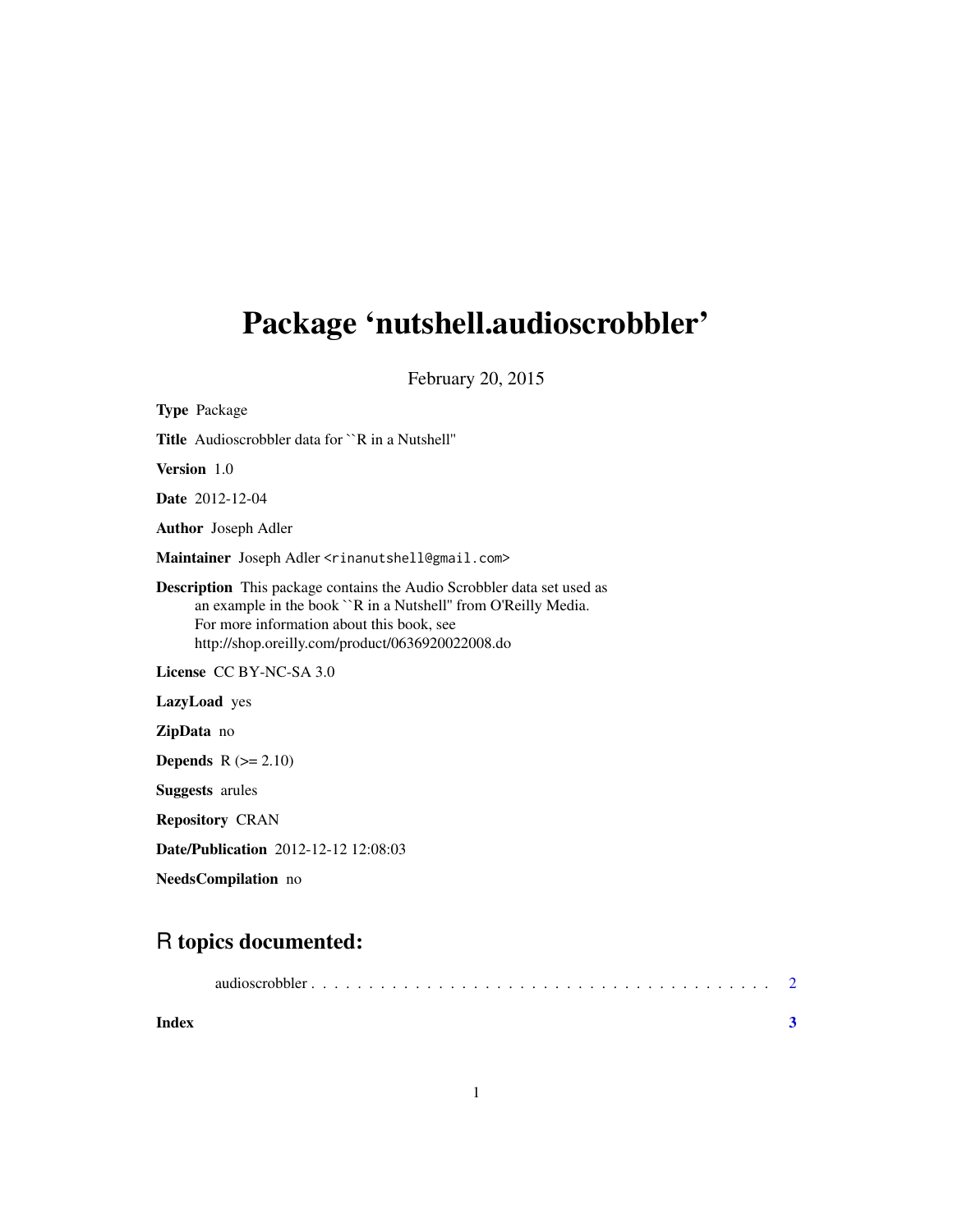# Package 'nutshell.audioscrobbler'

February 20, 2015

**Type** Package

**Title** Audioscrobbler data for ``R in a Nutshell''

**Version** 1.0

**Date** 2012-12-04

**Author** Joseph Adler

**Maintainer** Joseph Adler <rinanutshell@gmail.com>

**Description** This package contains the Audio Scrobbler data set used as an example in the book ``R in a Nutshell'' from O'Reilly Media. For more information about this book, see http://shop.oreilly.com/product/0636920022008.do

**License** CC BY-NC-SA 3.0

**LazyLoad** yes

**ZipData** no

**Depends** R (>= 2.10)

**Suggests** arules

**Repository** CRAN

**Date/Publication** 2012-12-12 12:08:03

**NeedsCompilation** no

## R topics documented:

audioscrobbler . . . . . . . . . . . . . . . . . . . . . . . . . . . . . . . . . . . . . . . 2

**Index** **3**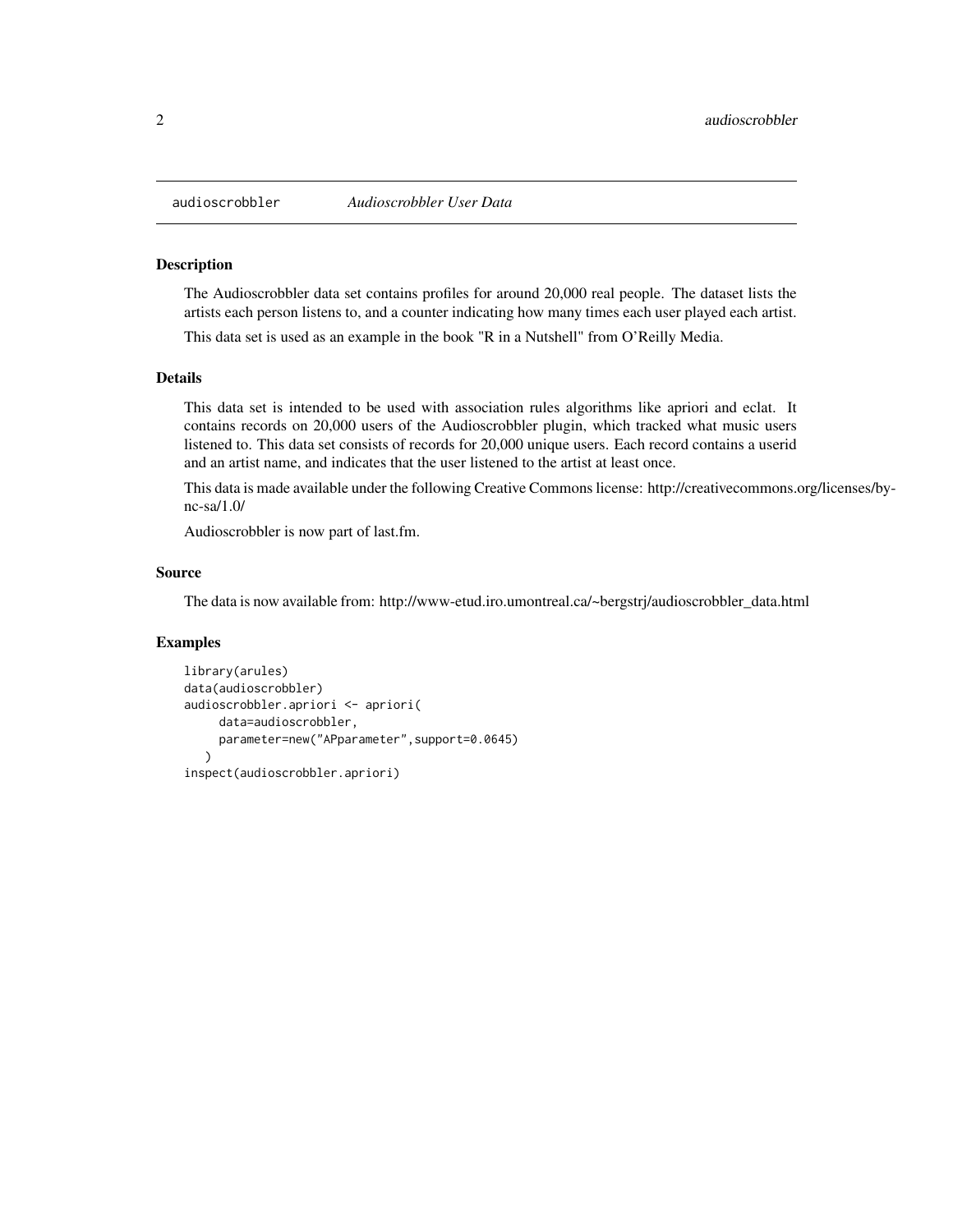# audioscrobbler — *Audioscrobbler User Data*

## Description

The Audioscrobbler data set contains profiles for around 20,000 real people. The dataset lists the artists each person listens to, and a counter indicating how many times each user played each artist.

This data set is used as an example in the book "R in a Nutshell" from O'Reilly Media.

## Details

This data set is intended to be used with association rules algorithms like apriori and eclat. It contains records on 20,000 users of the Audioscrobbler plugin, which tracked what music users listened to. This data set consists of records for 20,000 unique users. Each record contains a userid and an artist name, and indicates that the user listened to the artist at least once.

This data is made available under the following Creative Commons license: http://creativecommons.org/licenses/by-nc-sa/1.0/

Audioscrobbler is now part of last.fm.

## Source

The data is now available from: http://www-etud.iro.umontreal.ca/~bergstrj/audioscrobbler_data.html

## Examples

```
library(arules)
data(audioscrobbler)
audioscrobbler.apriori <- apriori(
     data=audioscrobbler,
     parameter=new("APparameter",support=0.0645)
   )
inspect(audioscrobbler.apriori)
```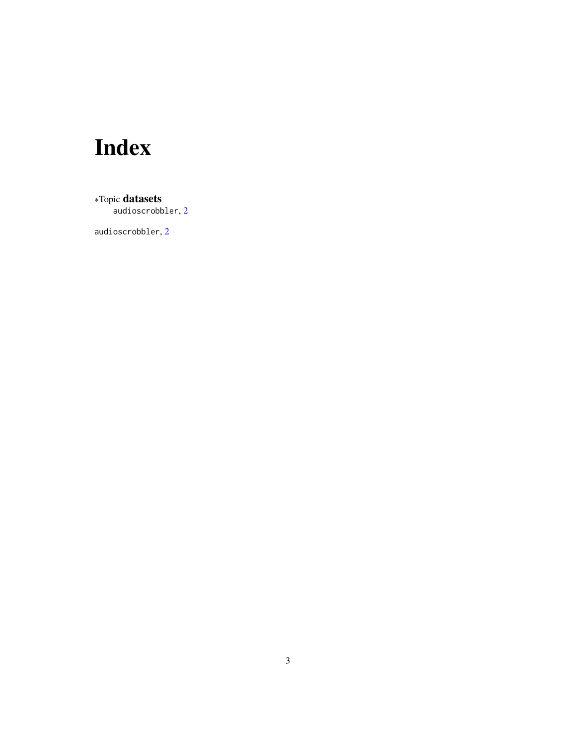# Index

*Topic **datasets**
    audioscrobbler, 2

audioscrobbler, 2